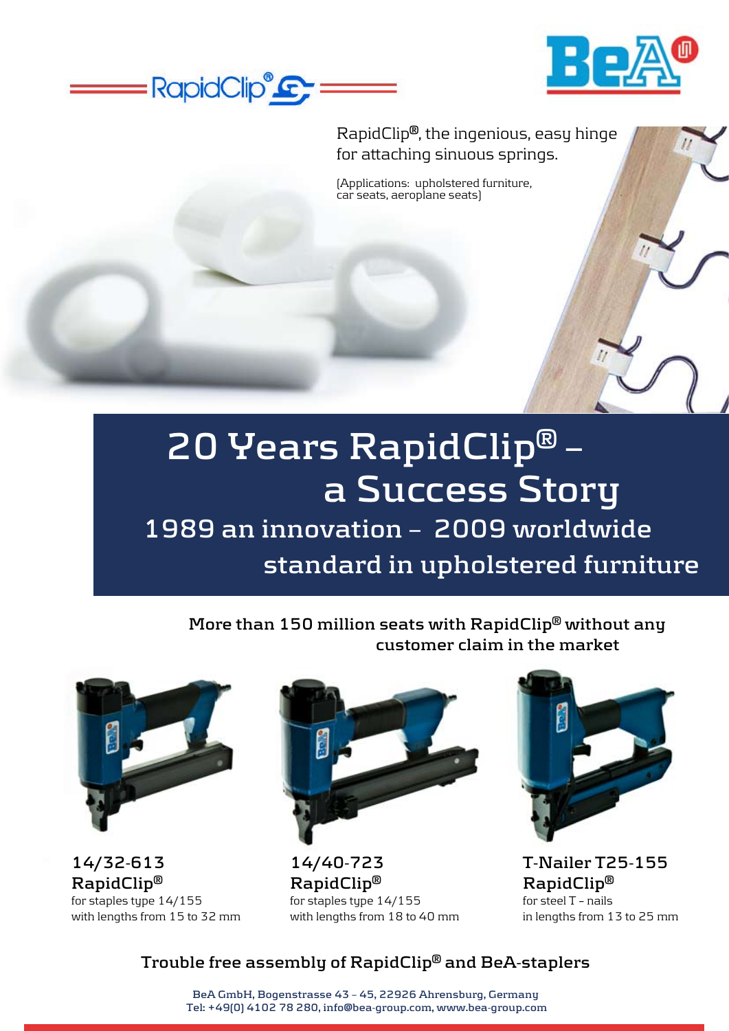RapidClip®, the ingenious, easy hinge for attaching sinuous springs.

(Applications: upholstered furniture, car seats, aeroplane seats)

# 20 Years RapidClip® – a Success Story

## 1989 an innovation – 2009 worldwide standard in upholstered furniture

**More than 150 million seats with RapidClip® without any customer claim in the market**

**14/32-613 RapidClip®**
for staples type 14/155
with lengths from 15 to 32 mm

**14/40-723 RapidClip®**
for staples type 14/155
with lengths from 18 to 40 mm

**T-Nailer T25-155 RapidClip®**
for steel T – nails
in lengths from 13 to 25 mm

**Trouble free assembly of RapidClip® and BeA-staplers**

BeA GmbH, Bogenstrasse 43 – 45, 22926 Ahrensburg, Germany
Tel: +49(0) 4102 78 280, info@bea-group.com, www.bea-group.com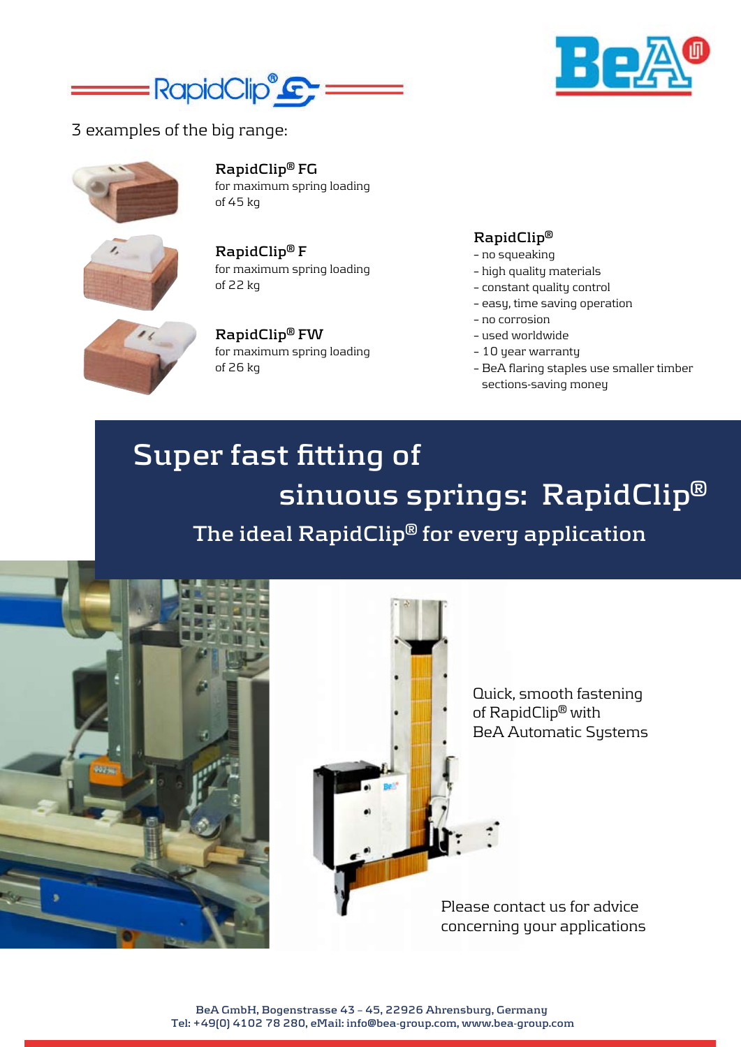RapidClip®

3 examples of the big range:

**RapidClip® FG**
for maximum spring loading of 45 kg

**RapidClip® F**
for maximum spring loading of 22 kg

**RapidClip® FW**
for maximum spring loading of 26 kg

**RapidClip®**

- no squeaking
- high quality materials
- constant quality control
- easy, time saving operation
- no corrosion
- used worldwide
- 10 year warranty
- BeA flaring staples use smaller timber sections-saving money

# Super fast fitting of sinuous springs: RapidClip®

## The ideal RapidClip® for every application

Quick, smooth fastening of RapidClip® with BeA Automatic Systems

Please contact us for advice concerning your applications

BeA GmbH, Bogenstrasse 43 – 45, 22926 Ahrensburg, Germany
Tel: +49(0) 4102 78 280, eMail: info@bea-group.com, www.bea-group.com